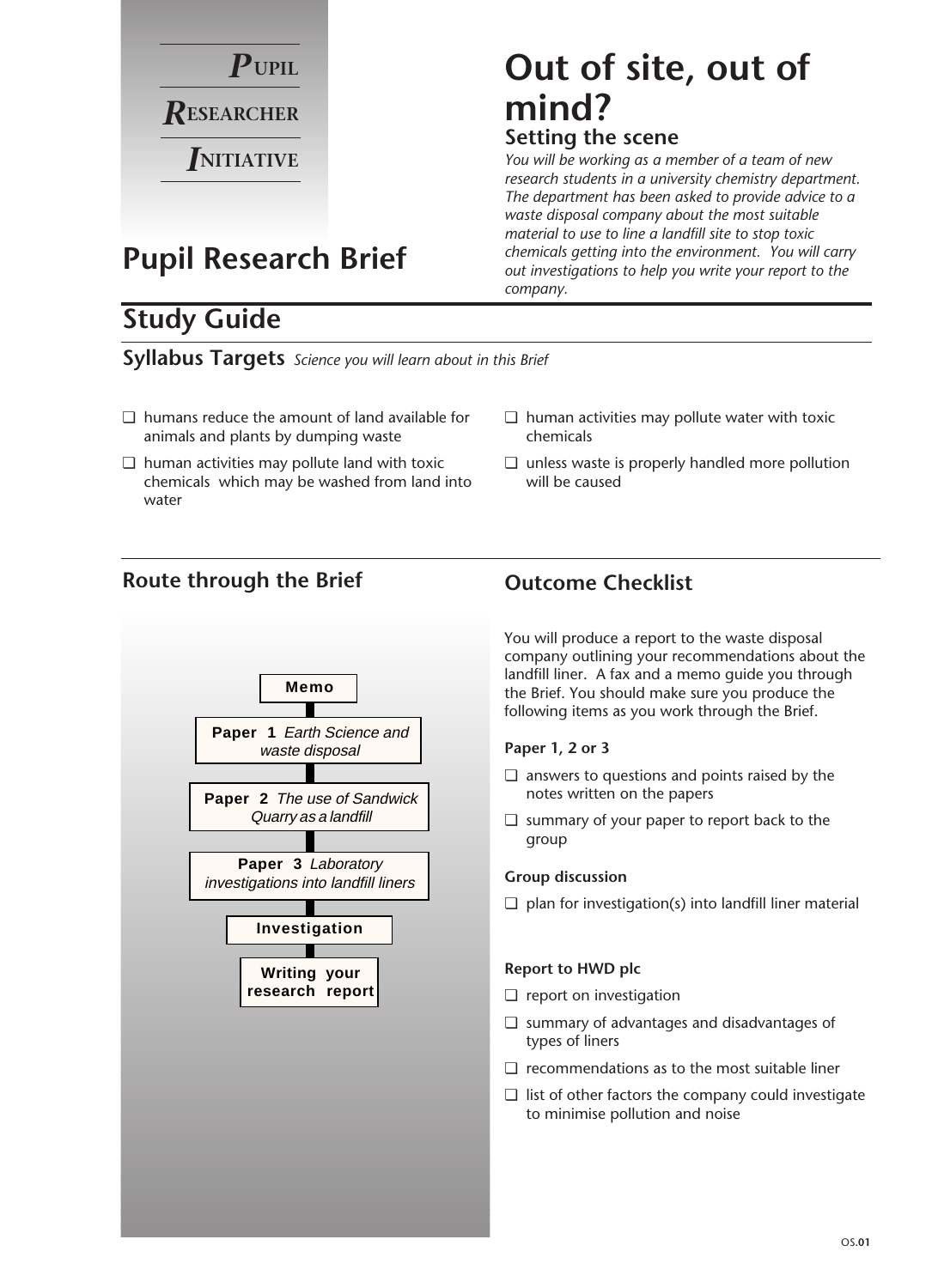**P**UPIL
**R**ESEARCHER
**I**NITIATIVE

# Out of site, out of mind?

## Setting the scene

*You will be working as a member of a team of new research students in a university chemistry department. The department has been asked to provide advice to a waste disposal company about the most suitable material to use to line a landfill site to stop toxic chemicals getting into the environment. You will carry out investigations to help you write your report to the company.*

# Pupil Research Brief

## Study Guide

### Syllabus Targets *Science you will learn about in this Brief*

- ❑ humans reduce the amount of land available for animals and plants by dumping waste
- ❑ human activities may pollute land with toxic chemicals which may be washed from land into water
- ❑ human activities may pollute water with toxic chemicals
- ❑ unless waste is properly handled more pollution will be caused

### Route through the Brief

- **Memo**
- **Paper 1** *Earth Science and waste disposal*
- **Paper 2** *The use of Sandwick Quarry as a landfill*
- **Paper 3** *Laboratory investigations into landfill liners*
- **Investigation**
- **Writing your research report**

### Outcome Checklist

You will produce a report to the waste disposal company outlining your recommendations about the landfill liner. A fax and a memo guide you through the Brief. You should make sure you produce the following items as you work through the Brief.

**Paper 1, 2 or 3**

- ❑ answers to questions and points raised by the notes written on the papers
- ❑ summary of your paper to report back to the group

**Group discussion**

- ❑ plan for investigation(s) into landfill liner material

**Report to HWD plc**

- ❑ report on investigation
- ❑ summary of advantages and disadvantages of types of liners
- ❑ recommendations as to the most suitable liner
- ❑ list of other factors the company could investigate to minimise pollution and noise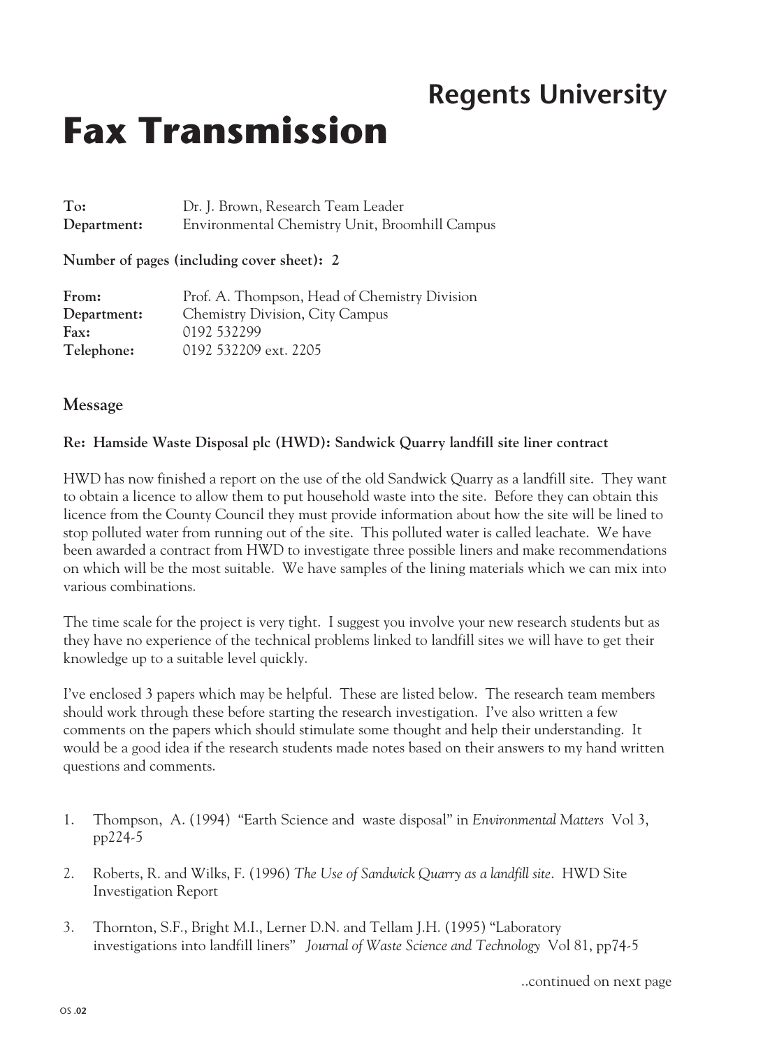# Regents University

# Fax Transmission

**To:** Dr. J. Brown, Research Team Leader
**Department:** Environmental Chemistry Unit, Broomhill Campus

**Number of pages (including cover sheet): 2**

**From:** Prof. A. Thompson, Head of Chemistry Division
**Department:** Chemistry Division, City Campus
**Fax:** 0192 532299
**Telephone:** 0192 532209 ext. 2205

## Message

**Re: Hamside Waste Disposal plc (HWD): Sandwick Quarry landfill site liner contract**

HWD has now finished a report on the use of the old Sandwick Quarry as a landfill site. They want to obtain a licence to allow them to put household waste into the site. Before they can obtain this licence from the County Council they must provide information about how the site will be lined to stop polluted water from running out of the site. This polluted water is called leachate. We have been awarded a contract from HWD to investigate three possible liners and make recommendations on which will be the most suitable. We have samples of the lining materials which we can mix into various combinations.

The time scale for the project is very tight. I suggest you involve your new research students but as they have no experience of the technical problems linked to landfill sites we will have to get their knowledge up to a suitable level quickly.

I've enclosed 3 papers which may be helpful. These are listed below. The research team members should work through these before starting the research investigation. I've also written a few comments on the papers which should stimulate some thought and help their understanding. It would be a good idea if the research students made notes based on their answers to my hand written questions and comments.

1. Thompson, A. (1994) "Earth Science and waste disposal" in *Environmental Matters* Vol 3, pp224-5

2. Roberts, R. and Wilks, F. (1996) *The Use of Sandwick Quarry as a landfill site*. HWD Site Investigation Report

3. Thornton, S.F., Bright M.I., Lerner D.N. and Tellam J.H. (1995) "Laboratory investigations into landfill liners" *Journal of Waste Science and Technology* Vol 81, pp74-5

..continued on next page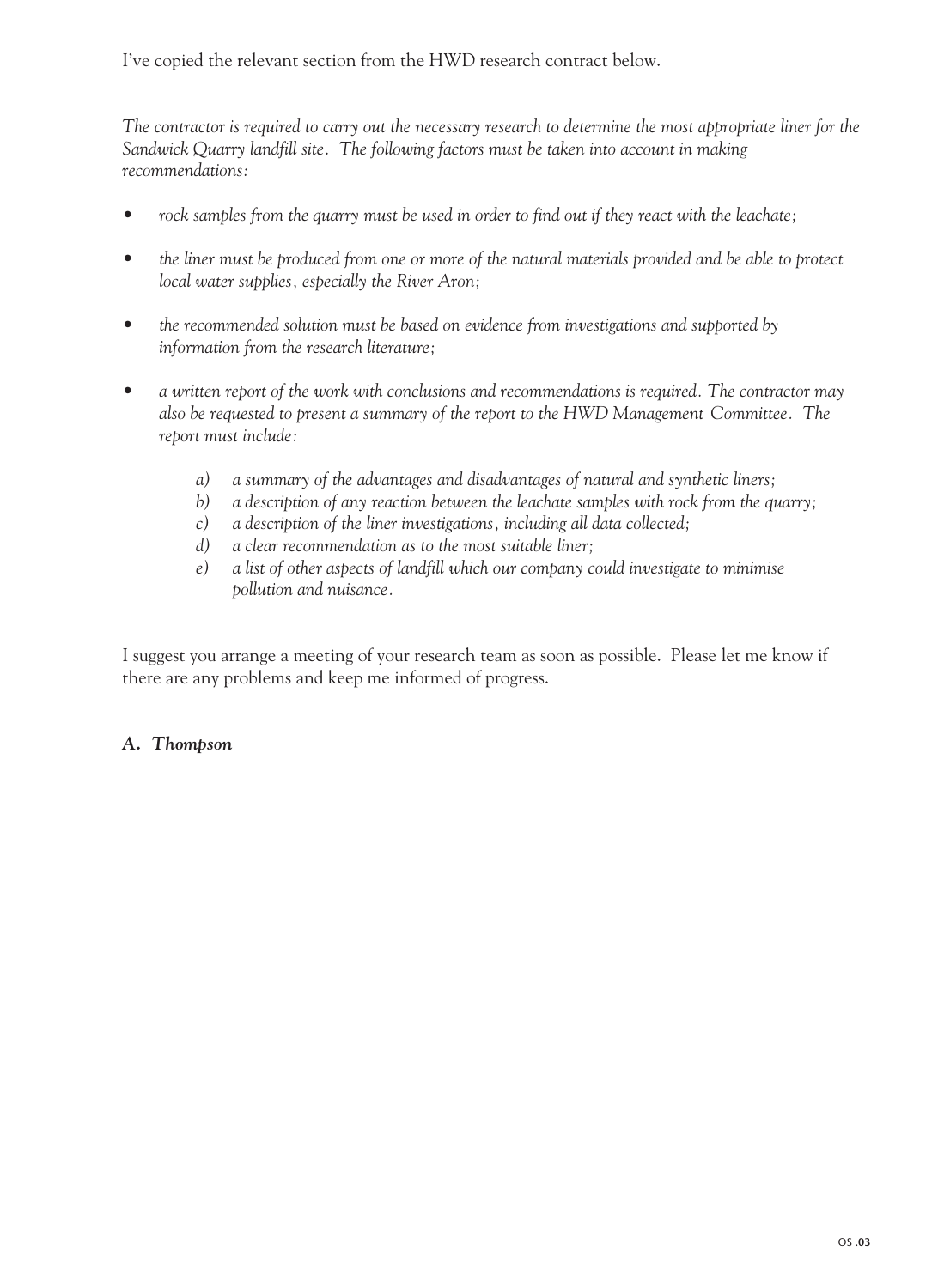I've copied the relevant section from the HWD research contract below.

*The contractor is required to carry out the necessary research to determine the most appropriate liner for the Sandwick Quarry landfill site. The following factors must be taken into account in making recommendations:*

- *rock samples from the quarry must be used in order to find out if they react with the leachate;*
- *the liner must be produced from one or more of the natural materials provided and be able to protect local water supplies, especially the River Aron;*
- *the recommended solution must be based on evidence from investigations and supported by information from the research literature;*
- *a written report of the work with conclusions and recommendations is required. The contractor may also be requested to present a summary of the report to the HWD Management Committee. The report must include:*
  - *a) a summary of the advantages and disadvantages of natural and synthetic liners;*
  - *b) a description of any reaction between the leachate samples with rock from the quarry;*
  - *c) a description of the liner investigations, including all data collected;*
  - *d) a clear recommendation as to the most suitable liner;*
  - *e) a list of other aspects of landfill which our company could investigate to minimise pollution and nuisance.*

I suggest you arrange a meeting of your research team as soon as possible. Please let me know if there are any problems and keep me informed of progress.

***A. Thompson***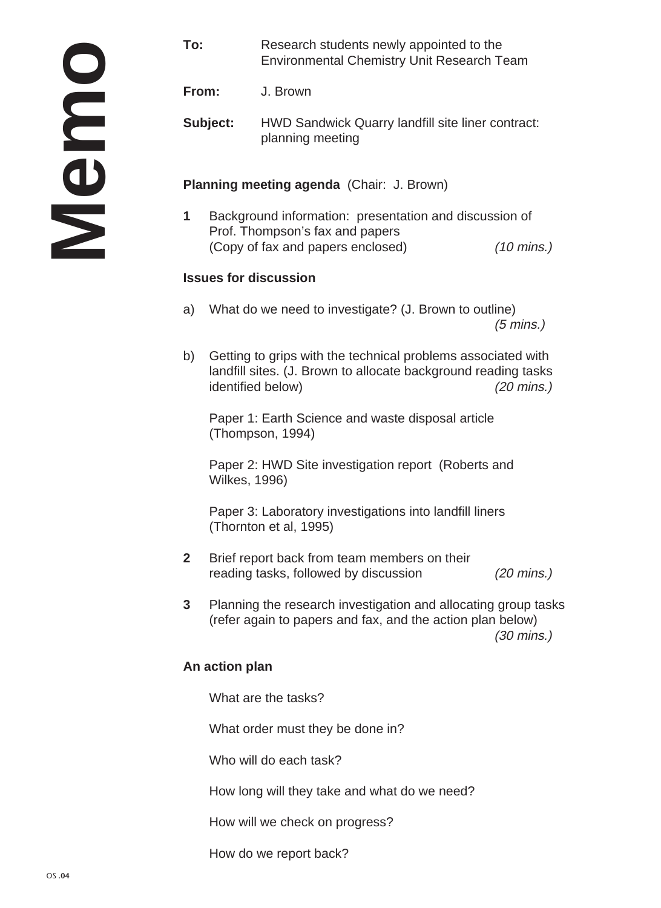# Memo

**To:** Research students newly appointed to the Environmental Chemistry Unit Research Team

**From:** J. Brown

**Subject:** HWD Sandwick Quarry landfill site liner contract: planning meeting

**Planning meeting agenda** (Chair: J. Brown)

**1** Background information: presentation and discussion of Prof. Thompson's fax and papers
(Copy of fax and papers enclosed) *(10 mins.)*

**Issues for discussion**

a) What do we need to investigate? (J. Brown to outline) *(5 mins.)*

b) Getting to grips with the technical problems associated with landfill sites. (J. Brown to allocate background reading tasks identified below) *(20 mins.)*

Paper 1: Earth Science and waste disposal article (Thompson, 1994)

Paper 2: HWD Site investigation report (Roberts and Wilkes, 1996)

Paper 3: Laboratory investigations into landfill liners (Thornton et al, 1995)

**2** Brief report back from team members on their reading tasks, followed by discussion *(20 mins.)*

**3** Planning the research investigation and allocating group tasks (refer again to papers and fax, and the action plan below) *(30 mins.)*

**An action plan**

What are the tasks?

What order must they be done in?

Who will do each task?

How long will they take and what do we need?

How will we check on progress?

How do we report back?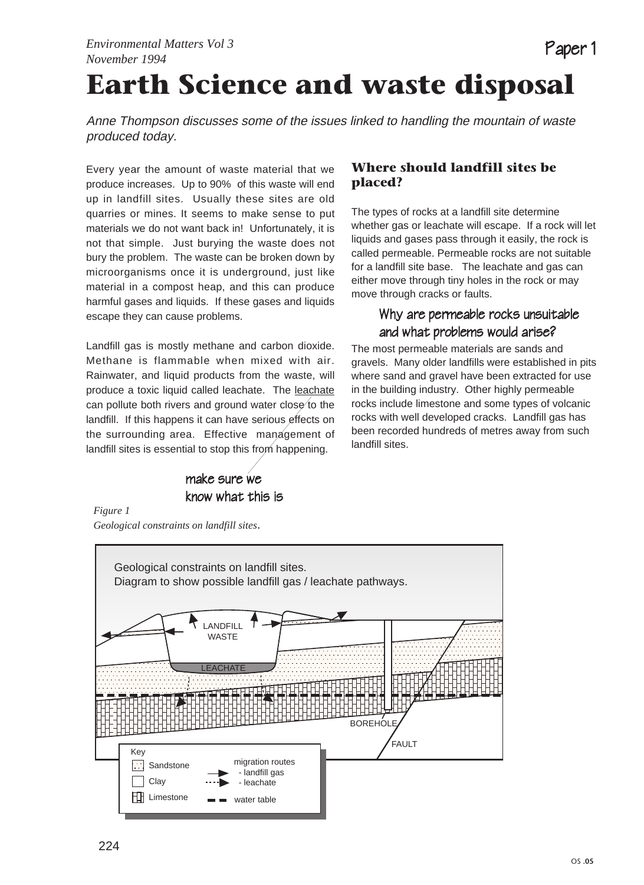*Environmental Matters Vol 3*
*November 1994*

Paper 1

# Earth Science and waste disposal

*Anne Thompson discusses some of the issues linked to handling the mountain of waste produced today.*

Every year the amount of waste material that we produce increases. Up to 90% of this waste will end up in landfill sites. Usually these sites are old quarries or mines. It seems to make sense to put materials we do not want back in! Unfortunately, it is not that simple. Just burying the waste does not bury the problem. The waste can be broken down by microorganisms once it is underground, just like material in a compost heap, and this can produce harmful gases and liquids. If these gases and liquids escape they can cause problems.

Landfill gas is mostly methane and carbon dioxide. Methane is flammable when mixed with air. Rainwater, and liquid products from the waste, will produce a toxic liquid called leachate. The leachate can pollute both rivers and ground water close to the landfill. If this happens it can have serious effects on the surrounding area. Effective management of landfill sites is essential to stop this from happening.

make sure we know what this is

### Where should landfill sites be placed?

The types of rocks at a landfill site determine whether gas or leachate will escape. If a rock will let liquids and gases pass through it easily, the rock is called permeable. Permeable rocks are not suitable for a landfill site base. The leachate and gas can either move through tiny holes in the rock or may move through cracks or faults.

Why are permeable rocks unsuitable and what problems would arise?

The most permeable materials are sands and gravels. Many older landfills were established in pits where sand and gravel have been extracted for use in the building industry. Other highly permeable rocks include limestone and some types of volcanic rocks with well developed cracks. Landfill gas has been recorded hundreds of metres away from such landfill sites.

*Figure 1*
*Geological constraints on landfill sites.*

Geological constraints on landfill sites.
Diagram to show possible landfill gas / leachate pathways.

LANDFILL WASTE
LEACHATE
BOREHOLE
FAULT

Key: Sandstone; Clay; Limestone; migration routes - landfill gas; - leachate; water table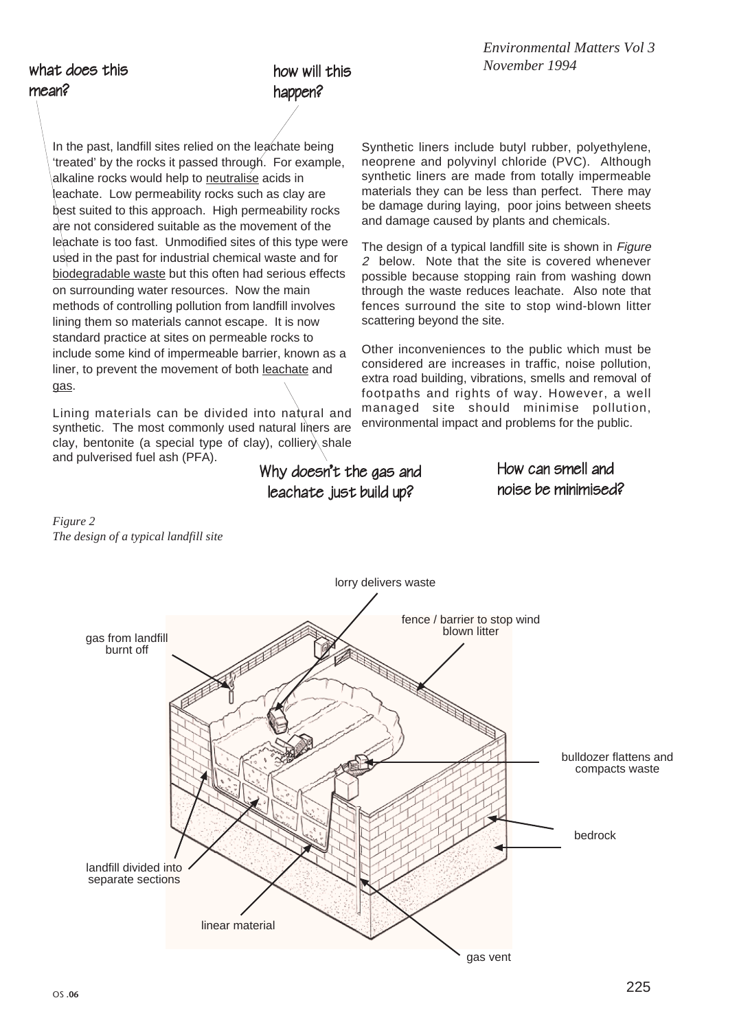*Environmental Matters Vol 3*
*November 1994*

what does this mean?

how will this happen?

In the past, landfill sites relied on the leachate being 'treated' by the rocks it passed through. For example, alkaline rocks would help to neutralise acids in leachate. Low permeability rocks such as clay are best suited to this approach. High permeability rocks are not considered suitable as the movement of the leachate is too fast. Unmodified sites of this type were used in the past for industrial chemical waste and for biodegradable waste but this often had serious effects on surrounding water resources. Now the main methods of controlling pollution from landfill involves lining them so materials cannot escape. It is now standard practice at sites on permeable rocks to include some kind of impermeable barrier, known as a liner, to prevent the movement of both leachate and gas.

Lining materials can be divided into natural and synthetic. The most commonly used natural liners are clay, bentonite (a special type of clay), colliery shale and pulverised fuel ash (PFA).

Synthetic liners include butyl rubber, polyethylene, neoprene and polyvinyl chloride (PVC). Although synthetic liners are made from totally impermeable materials they can be less than perfect. There may be damage during laying, poor joins between sheets and damage caused by plants and chemicals.

The design of a typical landfill site is shown in *Figure 2* below. Note that the site is covered whenever possible because stopping rain from washing down through the waste reduces leachate. Also note that fences surround the site to stop wind-blown litter scattering beyond the site.

Other inconveniences to the public which must be considered are increases in traffic, noise pollution, extra road building, vibrations, smells and removal of footpaths and rights of way. However, a well managed site should minimise pollution, environmental impact and problems for the public.

Why doesn't the gas and leachate just build up?

How can smell and noise be minimised?

*Figure 2*
*The design of a typical landfill site*

lorry delivers waste

fence / barrier to stop wind blown litter

gas from landfill burnt off

bulldozer flattens and compacts waste

bedrock

landfill divided into separate sections

linear material

gas vent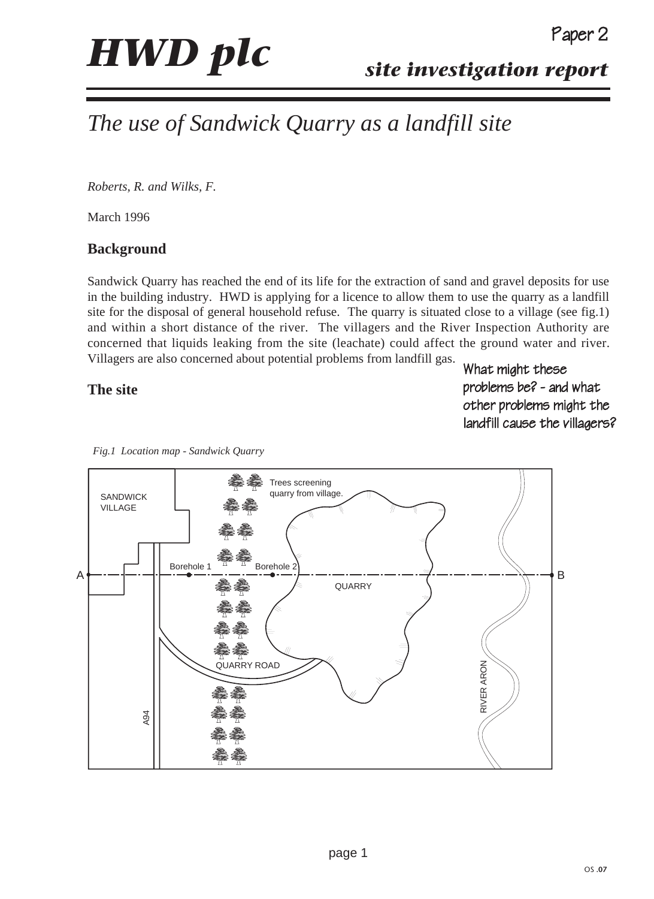Paper 2

# HWD plc

*site investigation report*

## *The use of Sandwick Quarry as a landfill site*

*Roberts, R. and Wilks, F.*

March 1996

### Background

Sandwick Quarry has reached the end of its life for the extraction of sand and gravel deposits for use in the building industry. HWD is applying for a licence to allow them to use the quarry as a landfill site for the disposal of general household refuse. The quarry is situated close to a village (see fig.1) and within a short distance of the river. The villagers and the River Inspection Authority are concerned that liquids leaking from the site (leachate) could affect the ground water and river. Villagers are also concerned about potential problems from landfill gas.

What might these problems be? - and what other problems might the landfill cause the villagers?

### The site

*Fig.1 Location map - Sandwick Quarry*

SANDWICK VILLAGE

Trees screening quarry from village.

Borehole 1

Borehole 2

A

B

QUARRY

QUARRY ROAD

A94

RIVER ARON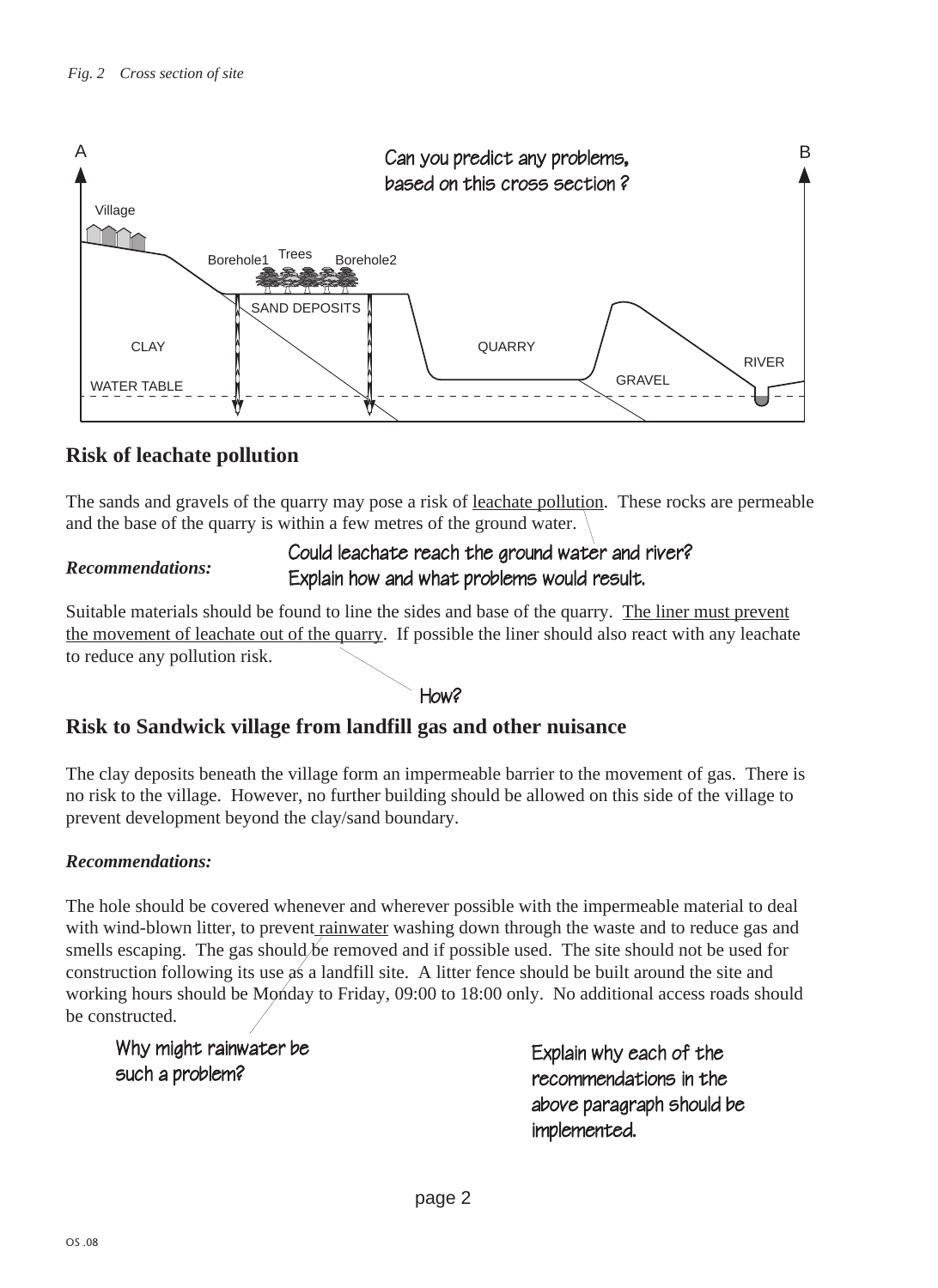*Fig. 2 Cross section of site*

A

B

Can you predict any problems, based on this cross section ?

Village

Borehole1 Trees Borehole2

SAND DEPOSITS

CLAY

QUARRY

RIVER

GRAVEL

WATER TABLE

## Risk of leachate pollution

The sands and gravels of the quarry may pose a risk of leachate pollution. These rocks are permeable and the base of the quarry is within a few metres of the ground water.

*Recommendations:*

Could leachate reach the ground water and river? Explain how and what problems would result.

Suitable materials should be found to line the sides and base of the quarry. The liner must prevent the movement of leachate out of the quarry. If possible the liner should also react with any leachate to reduce any pollution risk.

How?

## Risk to Sandwick village from landfill gas and other nuisance

The clay deposits beneath the village form an impermeable barrier to the movement of gas. There is no risk to the village. However, no further building should be allowed on this side of the village to prevent development beyond the clay/sand boundary.

*Recommendations:*

The hole should be covered whenever and wherever possible with the impermeable material to deal with wind-blown litter, to prevent rainwater washing down through the waste and to reduce gas and smells escaping. The gas should be removed and if possible used. The site should not be used for construction following its use as a landfill site. A litter fence should be built around the site and working hours should be Monday to Friday, 09:00 to 18:00 only. No additional access roads should be constructed.

Why might rainwater be such a problem?

Explain why each of the recommendations in the above paragraph should be implemented.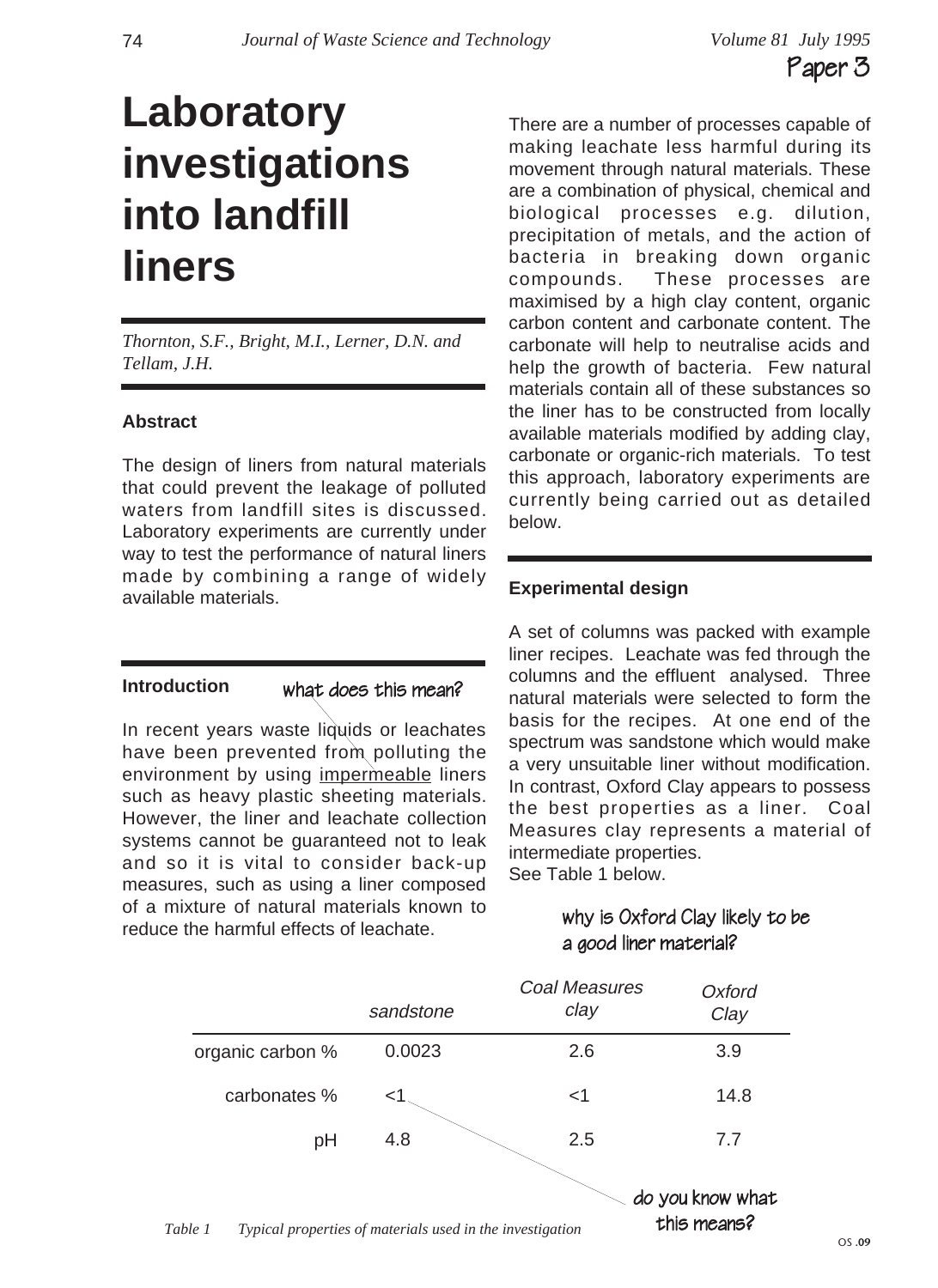Paper 3

# Laboratory investigations into landfill liners

*Thornton, S.F., Bright, M.I., Lerner, D.N. and Tellam, J.H.*

### Abstract

The design of liners from natural materials that could prevent the leakage of polluted waters from landfill sites is discussed. Laboratory experiments are currently under way to test the performance of natural liners made by combining a range of widely available materials.

### Introduction

what does this mean?

In recent years waste liquids or leachates have been prevented from polluting the environment by using impermeable liners such as heavy plastic sheeting materials. However, the liner and leachate collection systems cannot be guaranteed not to leak and so it is vital to consider back-up measures, such as using a liner composed of a mixture of natural materials known to reduce the harmful effects of leachate.

There are a number of processes capable of making leachate less harmful during its movement through natural materials. These are a combination of physical, chemical and biological processes e.g. dilution, precipitation of metals, and the action of bacteria in breaking down organic compounds. These processes are maximised by a high clay content, organic carbon content and carbonate content. The carbonate will help to neutralise acids and help the growth of bacteria. Few natural materials contain all of these substances so the liner has to be constructed from locally available materials modified by adding clay, carbonate or organic-rich materials. To test this approach, laboratory experiments are currently being carried out as detailed below.

### Experimental design

A set of columns was packed with example liner recipes. Leachate was fed through the columns and the effluent analysed. Three natural materials were selected to form the basis for the recipes. At one end of the spectrum was sandstone which would make a very unsuitable liner without modification. In contrast, Oxford Clay appears to possess the best properties as a liner. Coal Measures clay represents a material of intermediate properties.
See Table 1 below.

why is Oxford Clay likely to be a good liner material?

| | sandstone | Coal Measures clay | Oxford Clay |
|---|---|---|---|
| organic carbon % | 0.0023 | 2.6 | 3.9 |
| carbonates % | <1 | <1 | 14.8 |
| pH | 4.8 | 2.5 | 7.7 |

do you know what this means?

*Table 1 Typical properties of materials used in the investigation*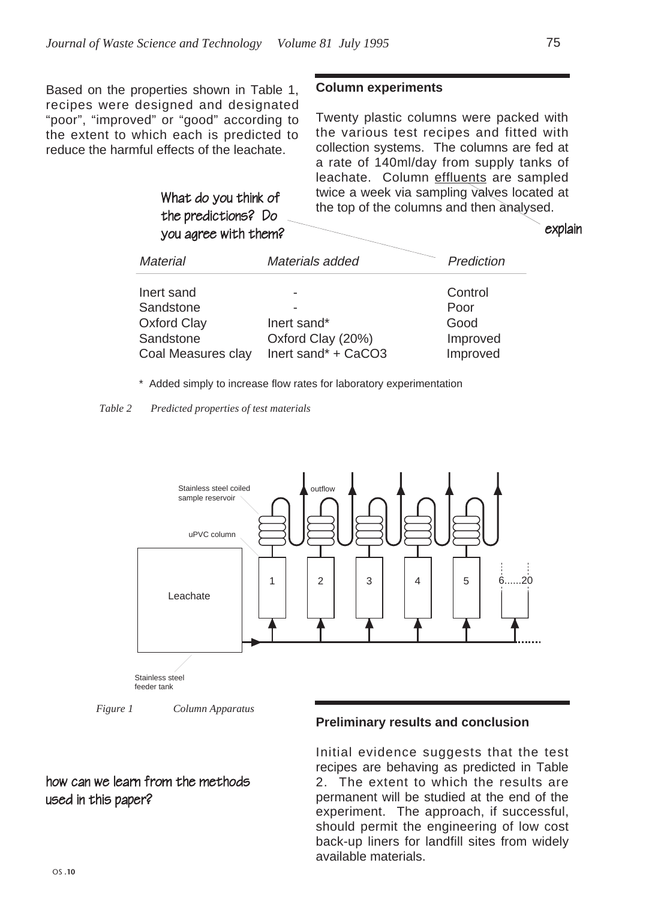Based on the properties shown in Table 1, recipes were designed and designated "poor", "improved" or "good" according to the extent to which each is predicted to reduce the harmful effects of the leachate.

What do you think of the predictions? Do you agree with them?

### Column experiments

Twenty plastic columns were packed with the various test recipes and fitted with collection systems. The columns are fed at a rate of 140ml/day from supply tanks of leachate. Column effluents are sampled twice a week via sampling valves located at the top of the columns and then analysed.

explain

| *Material* | *Materials added* | *Prediction* |
|---|---|---|
| Inert sand | - | Control |
| Sandstone | - | Poor |
| Oxford Clay | Inert sand* | Good |
| Sandstone | Oxford Clay (20%) | Improved |
| Coal Measures clay | Inert sand* + CaCO3 | Improved |

\* Added simply to increase flow rates for laboratory experimentation

*Table 2 Predicted properties of test materials*

Stainless steel coiled sample reservoir

outflow

uPVC column

Leachate

1 2 3 4 5 6......20

Stainless steel feeder tank

*Figure 1 Column Apparatus*

how can we learn from the methods used in this paper?

### Preliminary results and conclusion

Initial evidence suggests that the test recipes are behaving as predicted in Table 2. The extent to which the results are permanent will be studied at the end of the experiment. The approach, if successful, should permit the engineering of low cost back-up liners for landfill sites from widely available materials.